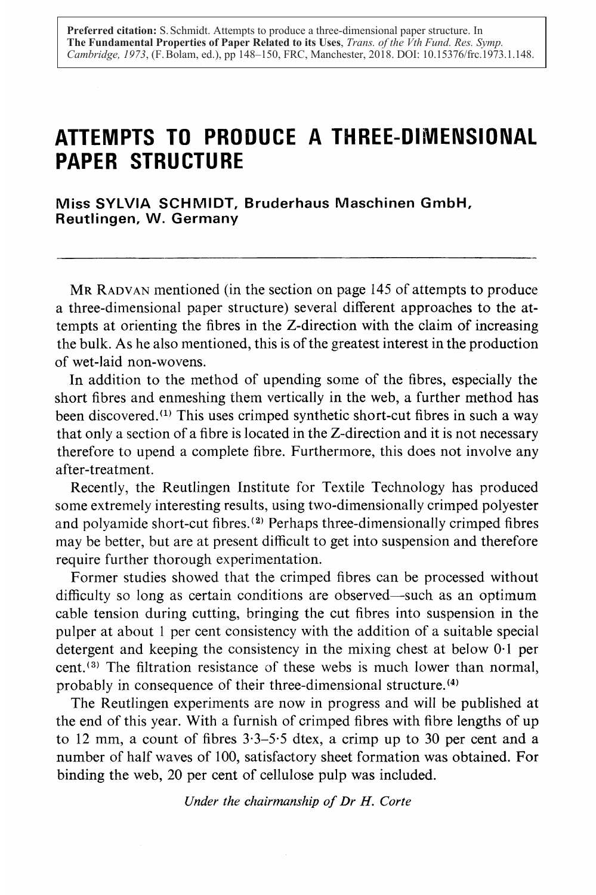**Preferred citation:** S. Schmidt. Attempts to produce a three-dimensional paper structure. In **The Fundamental Properties of Paper Related to its Uses**, *Trans. of the Vth Fund. Res. Symp. Cambridge, 1973*, (F. Bolam, ed.), pp 148–150, FRC, Manchester, 2018. DOI: 10.15376/frc.1973.1.148.

# ATTEMPTS TO PRODUCE A THREE-DIMENSIONAL PAPER STRUCTURE

**Miss SYLVIA SCHMIDT, Bruderhaus Maschinen GmbH, Reutlingen, W. Germany**

---

MR RADVAN mentioned (in the section on page 145 of attempts to produce a three-dimensional paper structure) several different approaches to the attempts at orienting the fibres in the Z-direction with the claim of increasing the bulk. As he also mentioned, this is of the greatest interest in the production of wet-laid non-wovens.

In addition to the method of upending some of the fibres, especially the short fibres and enmeshing them vertically in the web, a further method has been discovered.[1] This uses crimped synthetic short-cut fibres in such a way that only a section of a fibre is located in the Z-direction and it is not necessary therefore to upend a complete fibre. Furthermore, this does not involve any after-treatment.

Recently, the Reutlingen Institute for Textile Technology has produced some extremely interesting results, using two-dimensionally crimped polyester and polyamide short-cut fibres.[2] Perhaps three-dimensionally crimped fibres may be better, but are at present difficult to get into suspension and therefore require further thorough experimentation.

Former studies showed that the crimped fibres can be processed without difficulty so long as certain conditions are observed—such as an optimum cable tension during cutting, bringing the cut fibres into suspension in the pulper at about 1 per cent consistency with the addition of a suitable special detergent and keeping the consistency in the mixing chest at below 0·1 per cent.[3] The filtration resistance of these webs is much lower than normal, probably in consequence of their three-dimensional structure.[4]

The Reutlingen experiments are now in progress and will be published at the end of this year. With a furnish of crimped fibres with fibre lengths of up to 12 mm, a count of fibres 3·3–5·5 dtex, a crimp up to 30 per cent and a number of half waves of 100, satisfactory sheet formation was obtained. For binding the web, 20 per cent of cellulose pulp was included.

*Under the chairmanship of Dr H. Corte*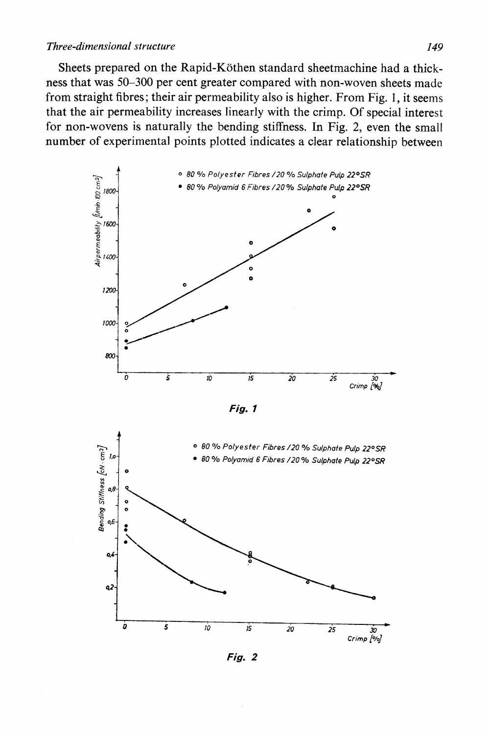Sheets prepared on the Rapid-Köthen standard sheetmachine had a thickness that was 50–300 per cent greater compared with non-woven sheets made from straight fibres; their air permeability also is higher. From Fig. 1, it seems that the air permeability increases linearly with the crimp. Of special interest for non-wovens is naturally the bending stiffness. In Fig. 2, even the small number of experimental points plotted indicates a clear relationship between

*Fig. 1*

*Fig. 2*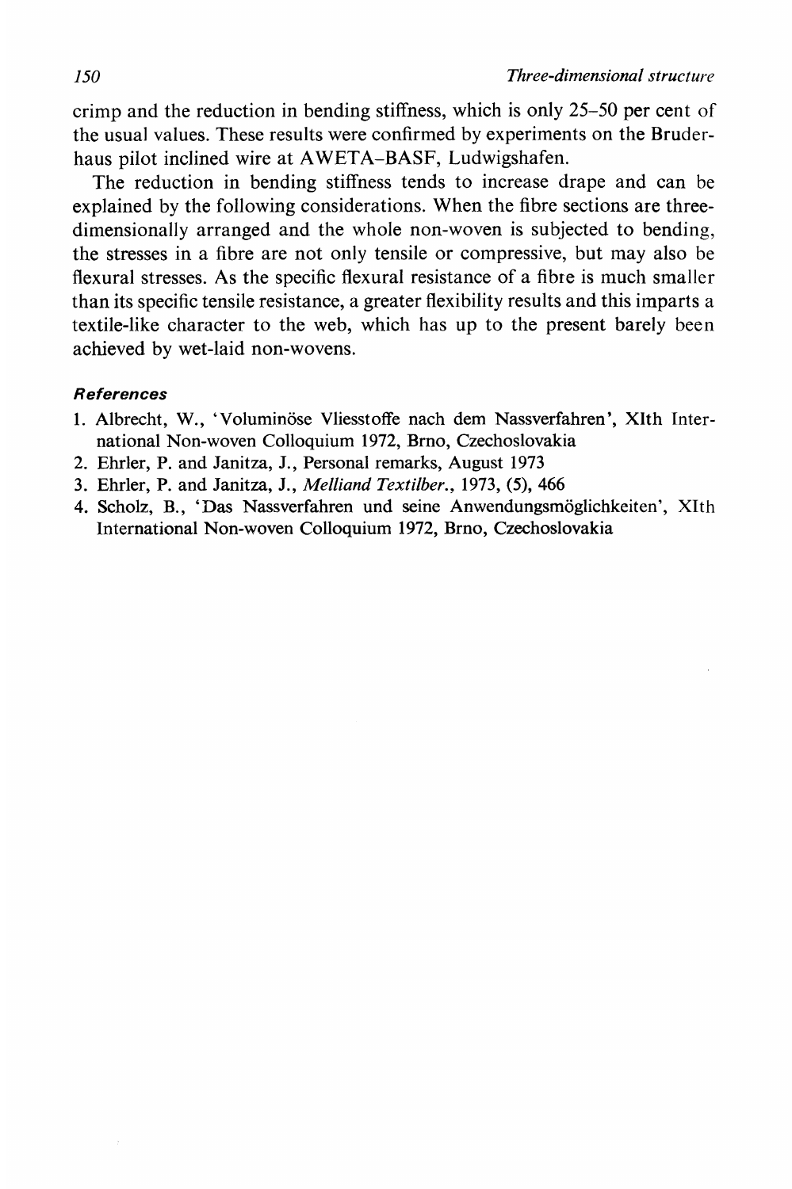crimp and the reduction in bending stiffness, which is only 25–50 per cent of the usual values. These results were confirmed by experiments on the Bruderhaus pilot inclined wire at AWETA–BASF, Ludwigshafen.

The reduction in bending stiffness tends to increase drape and can be explained by the following considerations. When the fibre sections are three-dimensionally arranged and the whole non-woven is subjected to bending, the stresses in a fibre are not only tensile or compressive, but may also be flexural stresses. As the specific flexural resistance of a fibre is much smaller than its specific tensile resistance, a greater flexibility results and this imparts a textile-like character to the web, which has up to the present barely been achieved by wet-laid non-wovens.

### References

1. Albrecht, W., 'Voluminöse Vliesstoffe nach dem Nassverfahren', XIth International Non-woven Colloquium 1972, Brno, Czechoslovakia
2. Ehrler, P. and Janitza, J., Personal remarks, August 1973
3. Ehrler, P. and Janitza, J., *Melliand Textilber.*, 1973, (5), 466
4. Scholz, B., 'Das Nassverfahren und seine Anwendungsmöglichkeiten', XIth International Non-woven Colloquium 1972, Brno, Czechoslovakia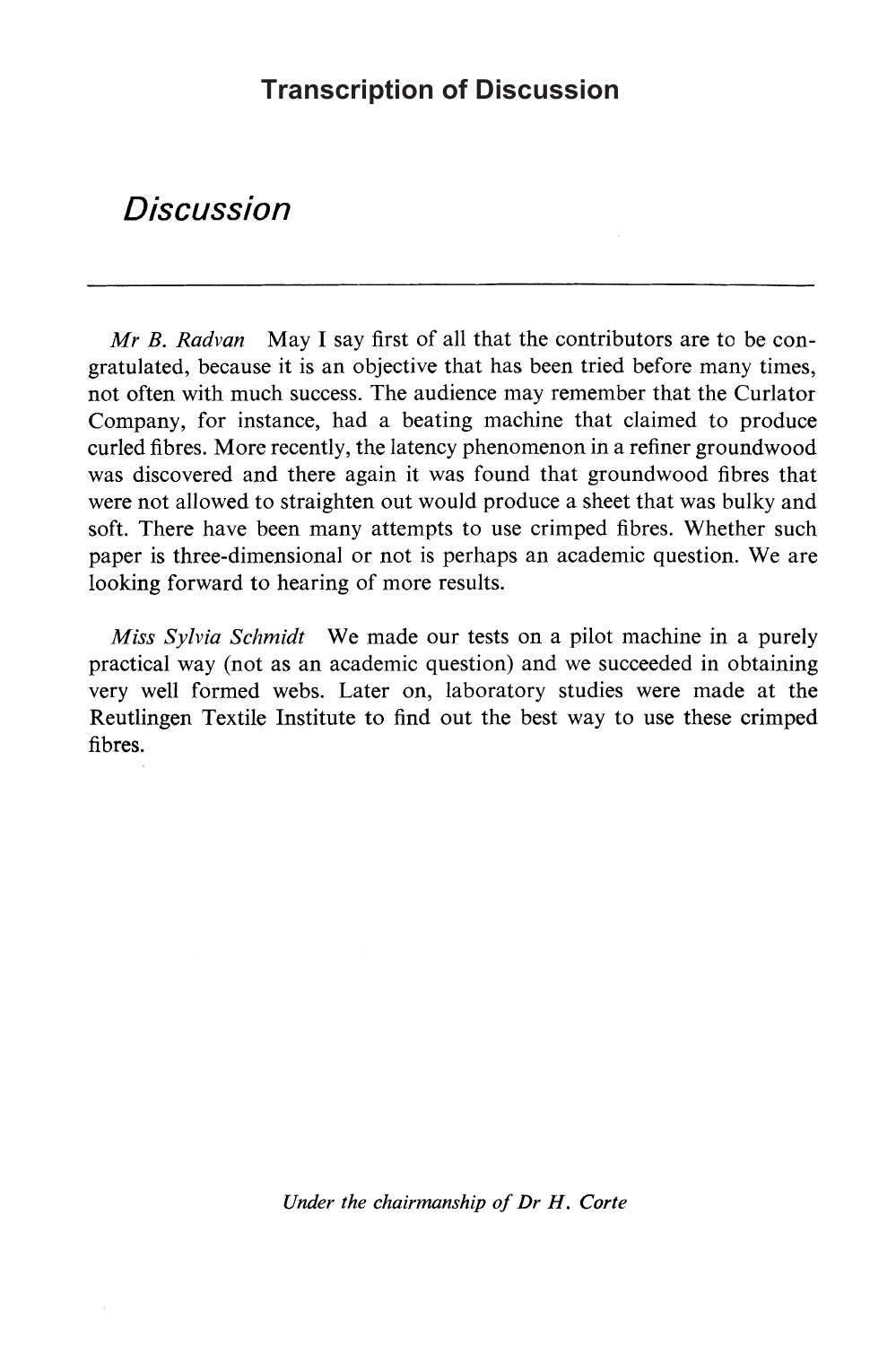# Transcription of Discussion

## *Discussion*

---

*Mr B. Radvan* May I say first of all that the contributors are to be congratulated, because it is an objective that has been tried before many times, not often with much success. The audience may remember that the Curlator Company, for instance, had a beating machine that claimed to produce curled fibres. More recently, the latency phenomenon in a refiner groundwood was discovered and there again it was found that groundwood fibres that were not allowed to straighten out would produce a sheet that was bulky and soft. There have been many attempts to use crimped fibres. Whether such paper is three-dimensional or not is perhaps an academic question. We are looking forward to hearing of more results.

*Miss Sylvia Schmidt* We made our tests on a pilot machine in a purely practical way (not as an academic question) and we succeeded in obtaining very well formed webs. Later on, laboratory studies were made at the Reutlingen Textile Institute to find out the best way to use these crimped fibres.

*Under the chairmanship of Dr H. Corte*